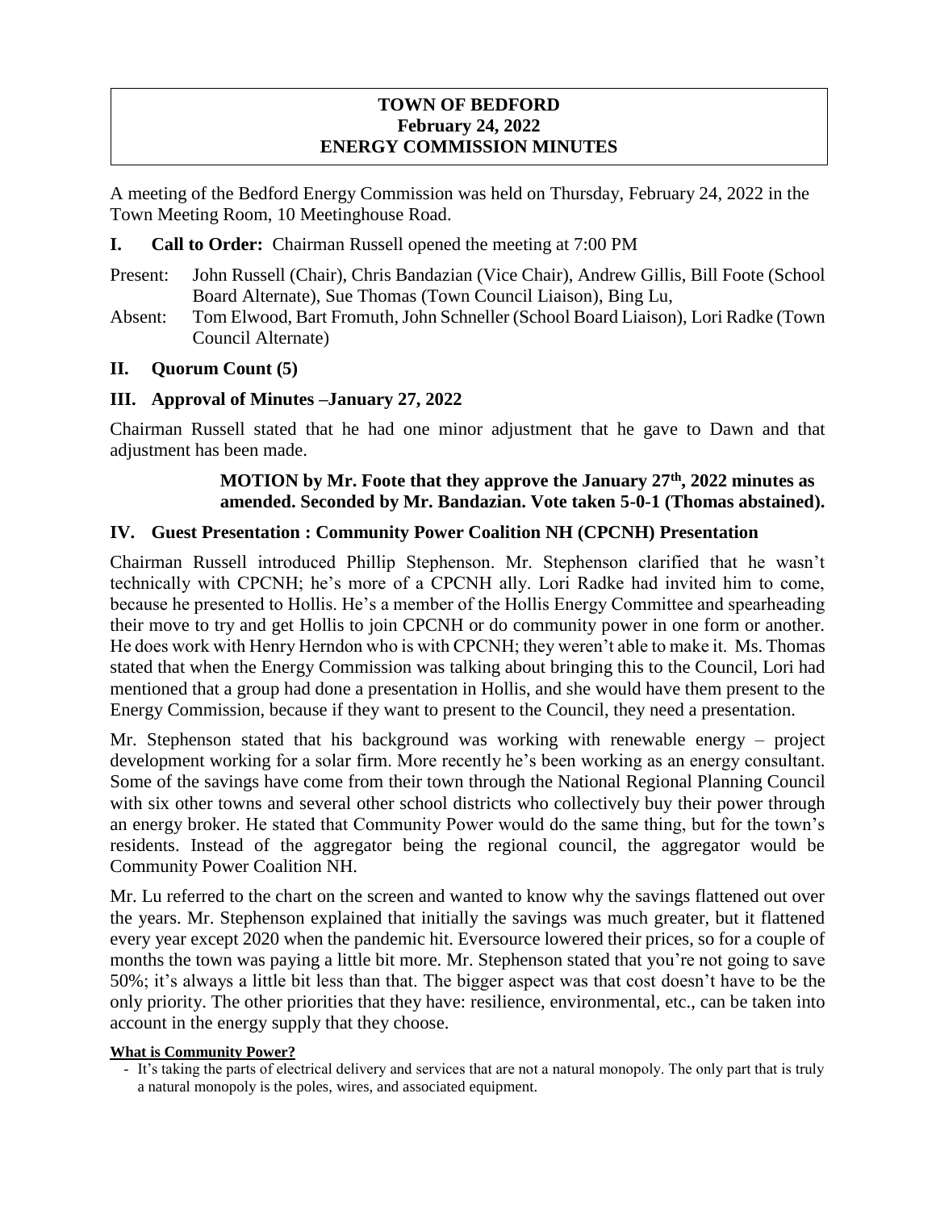# TOWN OF BEDFORD
## February 24, 2022
## ENERGY COMMISSION MINUTES

A meeting of the Bedford Energy Commission was held on Thursday, February 24, 2022 in the Town Meeting Room, 10 Meetinghouse Road.

**I. Call to Order:** Chairman Russell opened the meeting at 7:00 PM

Present: John Russell (Chair), Chris Bandazian (Vice Chair), Andrew Gillis, Bill Foote (School Board Alternate), Sue Thomas (Town Council Liaison), Bing Lu,

Absent: Tom Elwood, Bart Fromuth, John Schneller (School Board Liaison), Lori Radke (Town Council Alternate)

**II. Quorum Count (5)**

**III. Approval of Minutes –January 27, 2022**

Chairman Russell stated that he had one minor adjustment that he gave to Dawn and that adjustment has been made.

> **MOTION by Mr. Foote that they approve the January 27th, 2022 minutes as amended. Seconded by Mr. Bandazian. Vote taken 5-0-1 (Thomas abstained).**

**IV. Guest Presentation : Community Power Coalition NH (CPCNH) Presentation**

Chairman Russell introduced Phillip Stephenson. Mr. Stephenson clarified that he wasn't technically with CPCNH; he's more of a CPCNH ally. Lori Radke had invited him to come, because he presented to Hollis. He's a member of the Hollis Energy Committee and spearheading their move to try and get Hollis to join CPCNH or do community power in one form or another. He does work with Henry Herndon who is with CPCNH; they weren't able to make it. Ms. Thomas stated that when the Energy Commission was talking about bringing this to the Council, Lori had mentioned that a group had done a presentation in Hollis, and she would have them present to the Energy Commission, because if they want to present to the Council, they need a presentation.

Mr. Stephenson stated that his background was working with renewable energy – project development working for a solar firm. More recently he's been working as an energy consultant. Some of the savings have come from their town through the National Regional Planning Council with six other towns and several other school districts who collectively buy their power through an energy broker. He stated that Community Power would do the same thing, but for the town's residents. Instead of the aggregator being the regional council, the aggregator would be Community Power Coalition NH.

Mr. Lu referred to the chart on the screen and wanted to know why the savings flattened out over the years. Mr. Stephenson explained that initially the savings was much greater, but it flattened every year except 2020 when the pandemic hit. Eversource lowered their prices, so for a couple of months the town was paying a little bit more. Mr. Stephenson stated that you're not going to save 50%; it's always a little bit less than that. The bigger aspect was that cost doesn't have to be the only priority. The other priorities that they have: resilience, environmental, etc., can be taken into account in the energy supply that they choose.

**What is Community Power?**

- It's taking the parts of electrical delivery and services that are not a natural monopoly. The only part that is truly a natural monopoly is the poles, wires, and associated equipment.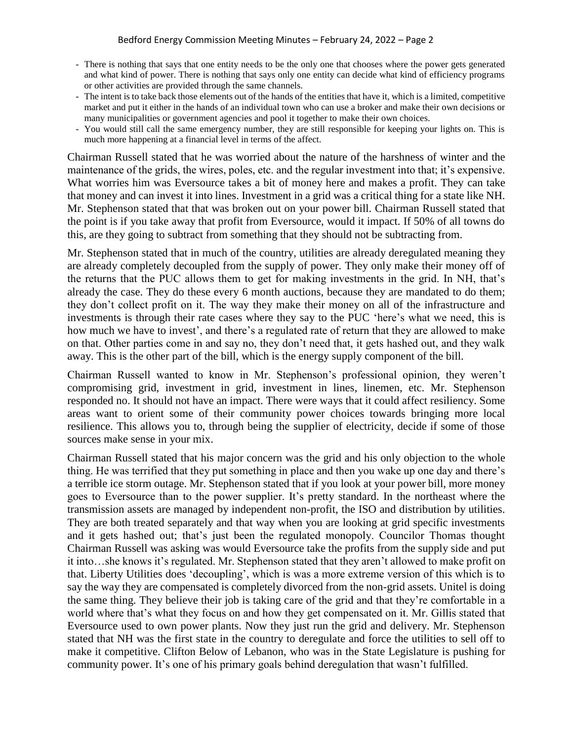- There is nothing that says that one entity needs to be the only one that chooses where the power gets generated and what kind of power. There is nothing that says only one entity can decide what kind of efficiency programs or other activities are provided through the same channels.
- The intent is to take back those elements out of the hands of the entities that have it, which is a limited, competitive market and put it either in the hands of an individual town who can use a broker and make their own decisions or many municipalities or government agencies and pool it together to make their own choices.
- You would still call the same emergency number, they are still responsible for keeping your lights on. This is much more happening at a financial level in terms of the affect.

Chairman Russell stated that he was worried about the nature of the harshness of winter and the maintenance of the grids, the wires, poles, etc. and the regular investment into that; it's expensive. What worries him was Eversource takes a bit of money here and makes a profit. They can take that money and can invest it into lines. Investment in a grid was a critical thing for a state like NH. Mr. Stephenson stated that that was broken out on your power bill. Chairman Russell stated that the point is if you take away that profit from Eversource, would it impact. If 50% of all towns do this, are they going to subtract from something that they should not be subtracting from.

Mr. Stephenson stated that in much of the country, utilities are already deregulated meaning they are already completely decoupled from the supply of power. They only make their money off of the returns that the PUC allows them to get for making investments in the grid. In NH, that's already the case. They do these every 6 month auctions, because they are mandated to do them; they don't collect profit on it. The way they make their money on all of the infrastructure and investments is through their rate cases where they say to the PUC 'here's what we need, this is how much we have to invest', and there's a regulated rate of return that they are allowed to make on that. Other parties come in and say no, they don't need that, it gets hashed out, and they walk away. This is the other part of the bill, which is the energy supply component of the bill.

Chairman Russell wanted to know in Mr. Stephenson's professional opinion, they weren't compromising grid, investment in grid, investment in lines, linemen, etc. Mr. Stephenson responded no. It should not have an impact. There were ways that it could affect resiliency. Some areas want to orient some of their community power choices towards bringing more local resilience. This allows you to, through being the supplier of electricity, decide if some of those sources make sense in your mix.

Chairman Russell stated that his major concern was the grid and his only objection to the whole thing. He was terrified that they put something in place and then you wake up one day and there's a terrible ice storm outage. Mr. Stephenson stated that if you look at your power bill, more money goes to Eversource than to the power supplier. It's pretty standard. In the northeast where the transmission assets are managed by independent non-profit, the ISO and distribution by utilities. They are both treated separately and that way when you are looking at grid specific investments and it gets hashed out; that's just been the regulated monopoly. Councilor Thomas thought Chairman Russell was asking was would Eversource take the profits from the supply side and put it into…she knows it's regulated. Mr. Stephenson stated that they aren't allowed to make profit on that. Liberty Utilities does 'decoupling', which is was a more extreme version of this which is to say the way they are compensated is completely divorced from the non-grid assets. Unitel is doing the same thing. They believe their job is taking care of the grid and that they're comfortable in a world where that's what they focus on and how they get compensated on it. Mr. Gillis stated that Eversource used to own power plants. Now they just run the grid and delivery. Mr. Stephenson stated that NH was the first state in the country to deregulate and force the utilities to sell off to make it competitive. Clifton Below of Lebanon, who was in the State Legislature is pushing for community power. It's one of his primary goals behind deregulation that wasn't fulfilled.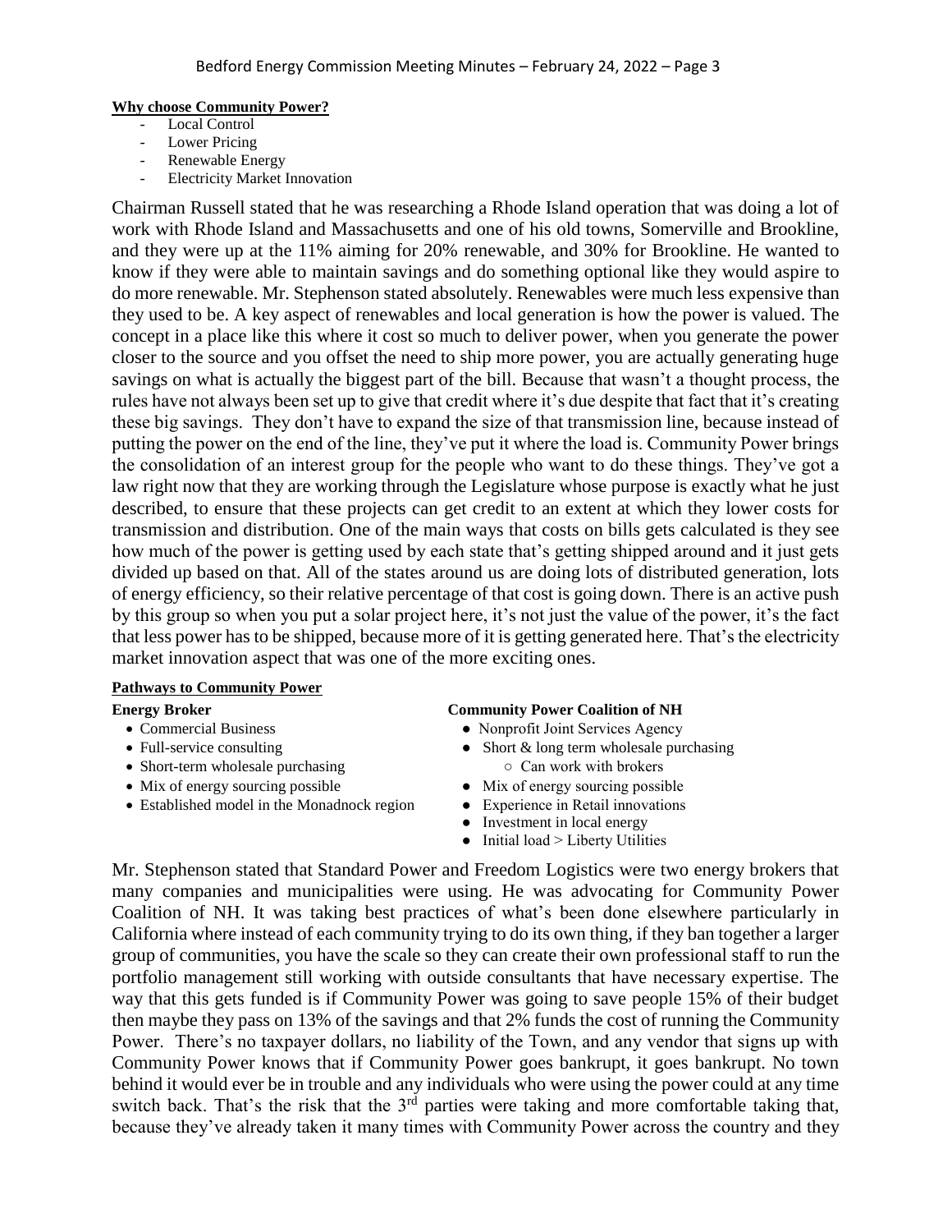**Why choose Community Power?**

- Local Control
- Lower Pricing
- Renewable Energy
- Electricity Market Innovation

Chairman Russell stated that he was researching a Rhode Island operation that was doing a lot of work with Rhode Island and Massachusetts and one of his old towns, Somerville and Brookline, and they were up at the 11% aiming for 20% renewable, and 30% for Brookline. He wanted to know if they were able to maintain savings and do something optional like they would aspire to do more renewable. Mr. Stephenson stated absolutely. Renewables were much less expensive than they used to be. A key aspect of renewables and local generation is how the power is valued. The concept in a place like this where it cost so much to deliver power, when you generate the power closer to the source and you offset the need to ship more power, you are actually generating huge savings on what is actually the biggest part of the bill. Because that wasn't a thought process, the rules have not always been set up to give that credit where it's due despite that fact that it's creating these big savings. They don't have to expand the size of that transmission line, because instead of putting the power on the end of the line, they've put it where the load is. Community Power brings the consolidation of an interest group for the people who want to do these things. They've got a law right now that they are working through the Legislature whose purpose is exactly what he just described, to ensure that these projects can get credit to an extent at which they lower costs for transmission and distribution. One of the main ways that costs on bills gets calculated is they see how much of the power is getting used by each state that's getting shipped around and it just gets divided up based on that. All of the states around us are doing lots of distributed generation, lots of energy efficiency, so their relative percentage of that cost is going down. There is an active push by this group so when you put a solar project here, it's not just the value of the power, it's the fact that less power has to be shipped, because more of it is getting generated here. That's the electricity market innovation aspect that was one of the more exciting ones.

**Pathways to Community Power**

**Energy Broker**

- Commercial Business
- Full-service consulting
- Short-term wholesale purchasing
- Mix of energy sourcing possible
- Established model in the Monadnock region

**Community Power Coalition of NH**

- Nonprofit Joint Services Agency
- Short & long term wholesale purchasing
  - Can work with brokers
- Mix of energy sourcing possible
- Experience in Retail innovations
- Investment in local energy
- Initial load > Liberty Utilities

Mr. Stephenson stated that Standard Power and Freedom Logistics were two energy brokers that many companies and municipalities were using. He was advocating for Community Power Coalition of NH. It was taking best practices of what's been done elsewhere particularly in California where instead of each community trying to do its own thing, if they ban together a larger group of communities, you have the scale so they can create their own professional staff to run the portfolio management still working with outside consultants that have necessary expertise. The way that this gets funded is if Community Power was going to save people 15% of their budget then maybe they pass on 13% of the savings and that 2% funds the cost of running the Community Power. There's no taxpayer dollars, no liability of the Town, and any vendor that signs up with Community Power knows that if Community Power goes bankrupt, it goes bankrupt. No town behind it would ever be in trouble and any individuals who were using the power could at any time switch back. That's the risk that the 3rd parties were taking and more comfortable taking that, because they've already taken it many times with Community Power across the country and they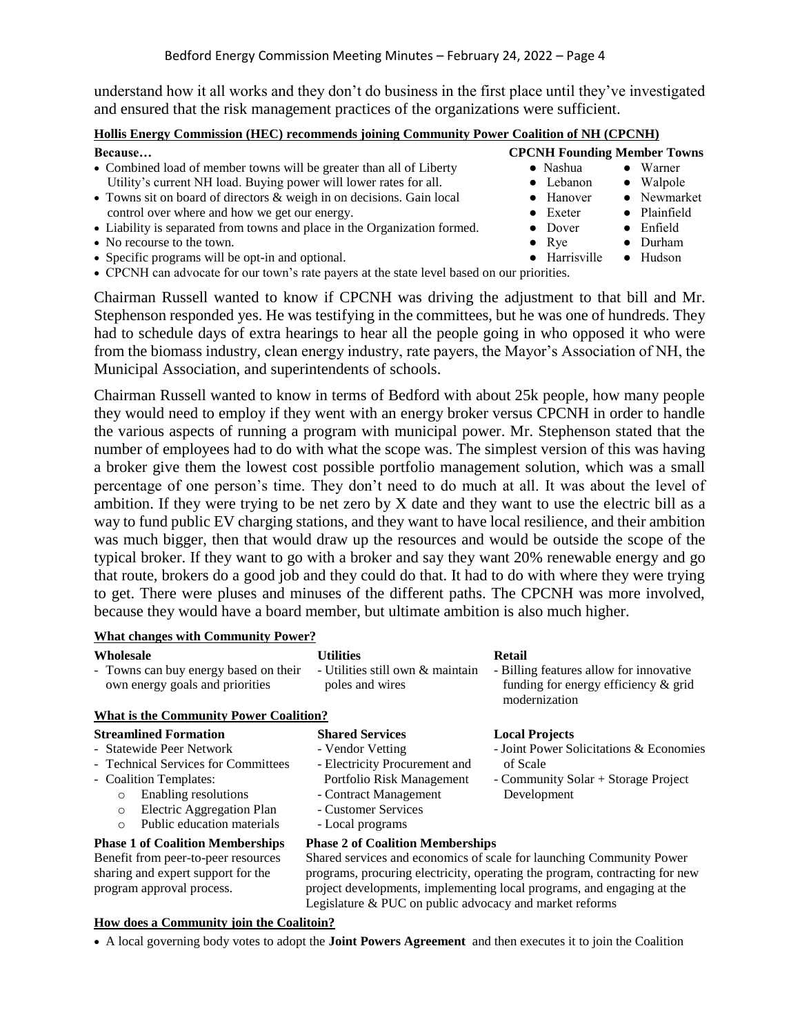understand how it all works and they don't do business in the first place until they've investigated and ensured that the risk management practices of the organizations were sufficient.

**Hollis Energy Commission (HEC) recommends joining Community Power Coalition of NH (CPCNH)**

**Because…**

- Combined load of member towns will be greater than all of Liberty Utility's current NH load. Buying power will lower rates for all.
- Towns sit on board of directors & weigh in on decisions. Gain local control over where and how we get our energy.
- Liability is separated from towns and place in the Organization formed.
- No recourse to the town.
- Specific programs will be opt-in and optional.
- CPCNH can advocate for our town's rate payers at the state level based on our priorities.

**CPCNH Founding Member Towns**

- Nashua
- Lebanon
- Hanover
- Exeter
- Dover
- Rye
- Harrisville
- Warner
- Walpole
- Newmarket
- Plainfield
- Enfield
- Durham
- Hudson

Chairman Russell wanted to know if CPCNH was driving the adjustment to that bill and Mr. Stephenson responded yes. He was testifying in the committees, but he was one of hundreds. They had to schedule days of extra hearings to hear all the people going in who opposed it who were from the biomass industry, clean energy industry, rate payers, the Mayor's Association of NH, the Municipal Association, and superintendents of schools.

Chairman Russell wanted to know in terms of Bedford with about 25k people, how many people they would need to employ if they went with an energy broker versus CPCNH in order to handle the various aspects of running a program with municipal power. Mr. Stephenson stated that the number of employees had to do with what the scope was. The simplest version of this was having a broker give them the lowest cost possible portfolio management solution, which was a small percentage of one person's time. They don't need to do much at all. It was about the level of ambition. If they were trying to be net zero by X date and they want to use the electric bill as a way to fund public EV charging stations, and they want to have local resilience, and their ambition was much bigger, then that would draw up the resources and would be outside the scope of the typical broker. If they want to go with a broker and say they want 20% renewable energy and go that route, brokers do a good job and they could do that. It had to do with where they were trying to get. There were pluses and minuses of the different paths. The CPCNH was more involved, because they would have a board member, but ultimate ambition is also much higher.

**What changes with Community Power?**

**Wholesale**
- Towns can buy energy based on their own energy goals and priorities

**Utilities**
- Utilities still own & maintain poles and wires

**Retail**
- Billing features allow for innovative funding for energy efficiency & grid modernization

**What is the Community Power Coalition?**

**Streamlined Formation**
- Statewide Peer Network
- Technical Services for Committees
- Coalition Templates:
  - Enabling resolutions
  - Electric Aggregation Plan
  - Public education materials

**Shared Services**
- Vendor Vetting
- Electricity Procurement and Portfolio Risk Management
- Contract Management
- Customer Services
- Local programs

**Local Projects**
- Joint Power Solicitations & Economies of Scale
- Community Solar + Storage Project Development

**Phase 1 of Coalition Memberships**
Benefit from peer-to-peer resources sharing and expert support for the program approval process.

**Phase 2 of Coalition Memberships**
Shared services and economics of scale for launching Community Power programs, procuring electricity, operating the program, contracting for new project developments, implementing local programs, and engaging at the Legislature & PUC on public advocacy and market reforms

**How does a Community join the Coalitoin?**

- A local governing body votes to adopt the **Joint Powers Agreement** and then executes it to join the Coalition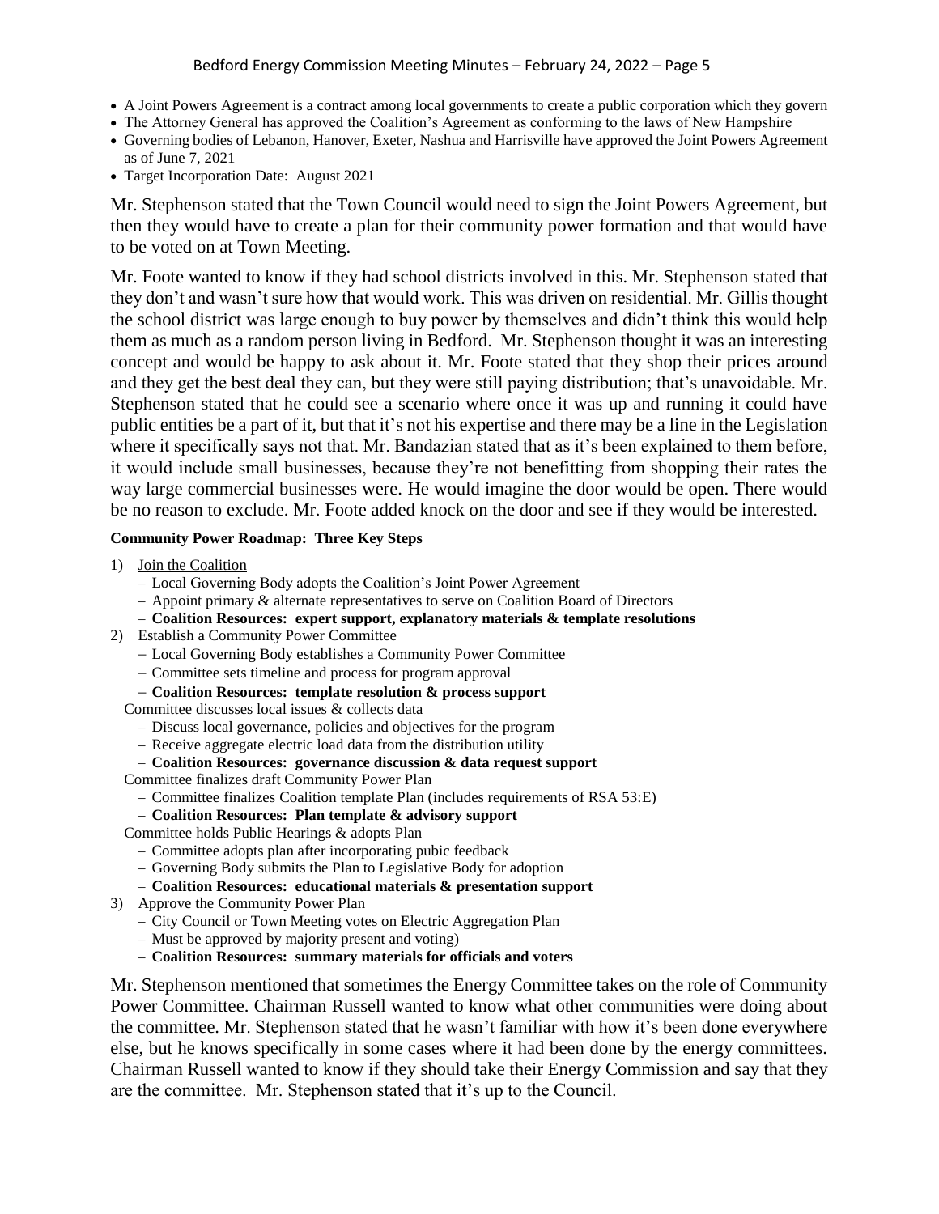- A Joint Powers Agreement is a contract among local governments to create a public corporation which they govern
- The Attorney General has approved the Coalition's Agreement as conforming to the laws of New Hampshire
- Governing bodies of Lebanon, Hanover, Exeter, Nashua and Harrisville have approved the Joint Powers Agreement as of June 7, 2021
- Target Incorporation Date: August 2021

Mr. Stephenson stated that the Town Council would need to sign the Joint Powers Agreement, but then they would have to create a plan for their community power formation and that would have to be voted on at Town Meeting.

Mr. Foote wanted to know if they had school districts involved in this. Mr. Stephenson stated that they don't and wasn't sure how that would work. This was driven on residential. Mr. Gillis thought the school district was large enough to buy power by themselves and didn't think this would help them as much as a random person living in Bedford. Mr. Stephenson thought it was an interesting concept and would be happy to ask about it. Mr. Foote stated that they shop their prices around and they get the best deal they can, but they were still paying distribution; that's unavoidable. Mr. Stephenson stated that he could see a scenario where once it was up and running it could have public entities be a part of it, but that it's not his expertise and there may be a line in the Legislation where it specifically says not that. Mr. Bandazian stated that as it's been explained to them before, it would include small businesses, because they're not benefitting from shopping their rates the way large commercial businesses were. He would imagine the door would be open. There would be no reason to exclude. Mr. Foote added knock on the door and see if they would be interested.

**Community Power Roadmap: Three Key Steps**

1) Join the Coalition
   - Local Governing Body adopts the Coalition's Joint Power Agreement
   - Appoint primary & alternate representatives to serve on Coalition Board of Directors
   - **Coalition Resources: expert support, explanatory materials & template resolutions**
2) Establish a Community Power Committee
   - Local Governing Body establishes a Community Power Committee
   - Committee sets timeline and process for program approval
   - **Coalition Resources: template resolution & process support**

   Committee discusses local issues & collects data
   - Discuss local governance, policies and objectives for the program
   - Receive aggregate electric load data from the distribution utility
   - **Coalition Resources: governance discussion & data request support**

   Committee finalizes draft Community Power Plan
   - Committee finalizes Coalition template Plan (includes requirements of RSA 53:E)
   - **Coalition Resources: Plan template & advisory support**

   Committee holds Public Hearings & adopts Plan
   - Committee adopts plan after incorporating pubic feedback
   - Governing Body submits the Plan to Legislative Body for adoption
   - **Coalition Resources: educational materials & presentation support**
3) Approve the Community Power Plan
   - City Council or Town Meeting votes on Electric Aggregation Plan
   - Must be approved by majority present and voting)
   - **Coalition Resources: summary materials for officials and voters**

Mr. Stephenson mentioned that sometimes the Energy Committee takes on the role of Community Power Committee. Chairman Russell wanted to know what other communities were doing about the committee. Mr. Stephenson stated that he wasn't familiar with how it's been done everywhere else, but he knows specifically in some cases where it had been done by the energy committees. Chairman Russell wanted to know if they should take their Energy Commission and say that they are the committee. Mr. Stephenson stated that it's up to the Council.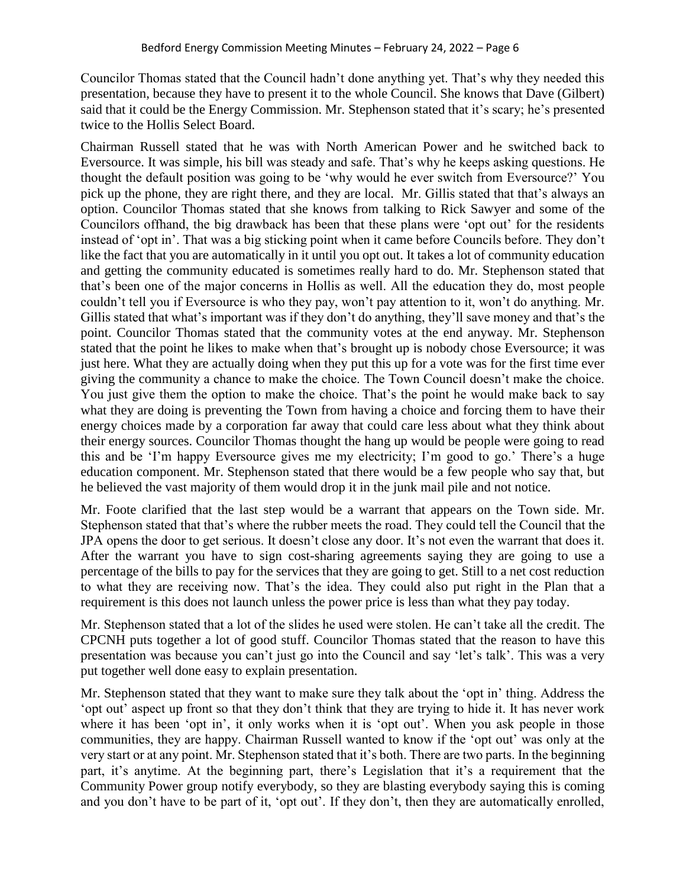Councilor Thomas stated that the Council hadn't done anything yet. That's why they needed this presentation, because they have to present it to the whole Council. She knows that Dave (Gilbert) said that it could be the Energy Commission. Mr. Stephenson stated that it's scary; he's presented twice to the Hollis Select Board.

Chairman Russell stated that he was with North American Power and he switched back to Eversource. It was simple, his bill was steady and safe. That's why he keeps asking questions. He thought the default position was going to be 'why would he ever switch from Eversource?' You pick up the phone, they are right there, and they are local. Mr. Gillis stated that that's always an option. Councilor Thomas stated that she knows from talking to Rick Sawyer and some of the Councilors offhand, the big drawback has been that these plans were 'opt out' for the residents instead of 'opt in'. That was a big sticking point when it came before Councils before. They don't like the fact that you are automatically in it until you opt out. It takes a lot of community education and getting the community educated is sometimes really hard to do. Mr. Stephenson stated that that's been one of the major concerns in Hollis as well. All the education they do, most people couldn't tell you if Eversource is who they pay, won't pay attention to it, won't do anything. Mr. Gillis stated that what's important was if they don't do anything, they'll save money and that's the point. Councilor Thomas stated that the community votes at the end anyway. Mr. Stephenson stated that the point he likes to make when that's brought up is nobody chose Eversource; it was just here. What they are actually doing when they put this up for a vote was for the first time ever giving the community a chance to make the choice. The Town Council doesn't make the choice. You just give them the option to make the choice. That's the point he would make back to say what they are doing is preventing the Town from having a choice and forcing them to have their energy choices made by a corporation far away that could care less about what they think about their energy sources. Councilor Thomas thought the hang up would be people were going to read this and be 'I'm happy Eversource gives me my electricity; I'm good to go.' There's a huge education component. Mr. Stephenson stated that there would be a few people who say that, but he believed the vast majority of them would drop it in the junk mail pile and not notice.

Mr. Foote clarified that the last step would be a warrant that appears on the Town side. Mr. Stephenson stated that that's where the rubber meets the road. They could tell the Council that the JPA opens the door to get serious. It doesn't close any door. It's not even the warrant that does it. After the warrant you have to sign cost-sharing agreements saying they are going to use a percentage of the bills to pay for the services that they are going to get. Still to a net cost reduction to what they are receiving now. That's the idea. They could also put right in the Plan that a requirement is this does not launch unless the power price is less than what they pay today.

Mr. Stephenson stated that a lot of the slides he used were stolen. He can't take all the credit. The CPCNH puts together a lot of good stuff. Councilor Thomas stated that the reason to have this presentation was because you can't just go into the Council and say 'let's talk'. This was a very put together well done easy to explain presentation.

Mr. Stephenson stated that they want to make sure they talk about the 'opt in' thing. Address the 'opt out' aspect up front so that they don't think that they are trying to hide it. It has never work where it has been 'opt in', it only works when it is 'opt out'. When you ask people in those communities, they are happy. Chairman Russell wanted to know if the 'opt out' was only at the very start or at any point. Mr. Stephenson stated that it's both. There are two parts. In the beginning part, it's anytime. At the beginning part, there's Legislation that it's a requirement that the Community Power group notify everybody, so they are blasting everybody saying this is coming and you don't have to be part of it, 'opt out'. If they don't, then they are automatically enrolled,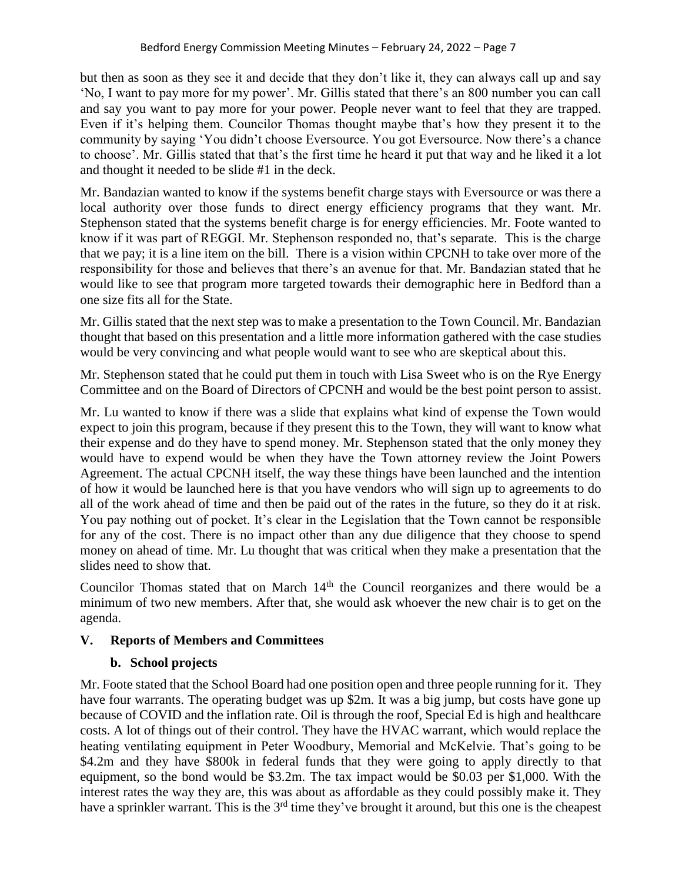but then as soon as they see it and decide that they don't like it, they can always call up and say 'No, I want to pay more for my power'. Mr. Gillis stated that there's an 800 number you can call and say you want to pay more for your power. People never want to feel that they are trapped. Even if it's helping them. Councilor Thomas thought maybe that's how they present it to the community by saying 'You didn't choose Eversource. You got Eversource. Now there's a chance to choose'. Mr. Gillis stated that that's the first time he heard it put that way and he liked it a lot and thought it needed to be slide #1 in the deck.

Mr. Bandazian wanted to know if the systems benefit charge stays with Eversource or was there a local authority over those funds to direct energy efficiency programs that they want. Mr. Stephenson stated that the systems benefit charge is for energy efficiencies. Mr. Foote wanted to know if it was part of REGGI. Mr. Stephenson responded no, that's separate. This is the charge that we pay; it is a line item on the bill. There is a vision within CPCNH to take over more of the responsibility for those and believes that there's an avenue for that. Mr. Bandazian stated that he would like to see that program more targeted towards their demographic here in Bedford than a one size fits all for the State.

Mr. Gillis stated that the next step was to make a presentation to the Town Council. Mr. Bandazian thought that based on this presentation and a little more information gathered with the case studies would be very convincing and what people would want to see who are skeptical about this.

Mr. Stephenson stated that he could put them in touch with Lisa Sweet who is on the Rye Energy Committee and on the Board of Directors of CPCNH and would be the best point person to assist.

Mr. Lu wanted to know if there was a slide that explains what kind of expense the Town would expect to join this program, because if they present this to the Town, they will want to know what their expense and do they have to spend money. Mr. Stephenson stated that the only money they would have to expend would be when they have the Town attorney review the Joint Powers Agreement. The actual CPCNH itself, the way these things have been launched and the intention of how it would be launched here is that you have vendors who will sign up to agreements to do all of the work ahead of time and then be paid out of the rates in the future, so they do it at risk. You pay nothing out of pocket. It's clear in the Legislation that the Town cannot be responsible for any of the cost. There is no impact other than any due diligence that they choose to spend money on ahead of time. Mr. Lu thought that was critical when they make a presentation that the slides need to show that.

Councilor Thomas stated that on March 14th the Council reorganizes and there would be a minimum of two new members. After that, she would ask whoever the new chair is to get on the agenda.

## V. Reports of Members and Committees

### b. School projects

Mr. Foote stated that the School Board had one position open and three people running for it. They have four warrants. The operating budget was up $2m. It was a big jump, but costs have gone up because of COVID and the inflation rate. Oil is through the roof, Special Ed is high and healthcare costs. A lot of things out of their control. They have the HVAC warrant, which would replace the heating ventilating equipment in Peter Woodbury, Memorial and McKelvie. That's going to be $4.2m and they have $800k in federal funds that they were going to apply directly to that equipment, so the bond would be $3.2m. The tax impact would be $0.03 per $1,000. With the interest rates the way they are, this was about as affordable as they could possibly make it. They have a sprinkler warrant. This is the 3rd time they've brought it around, but this one is the cheapest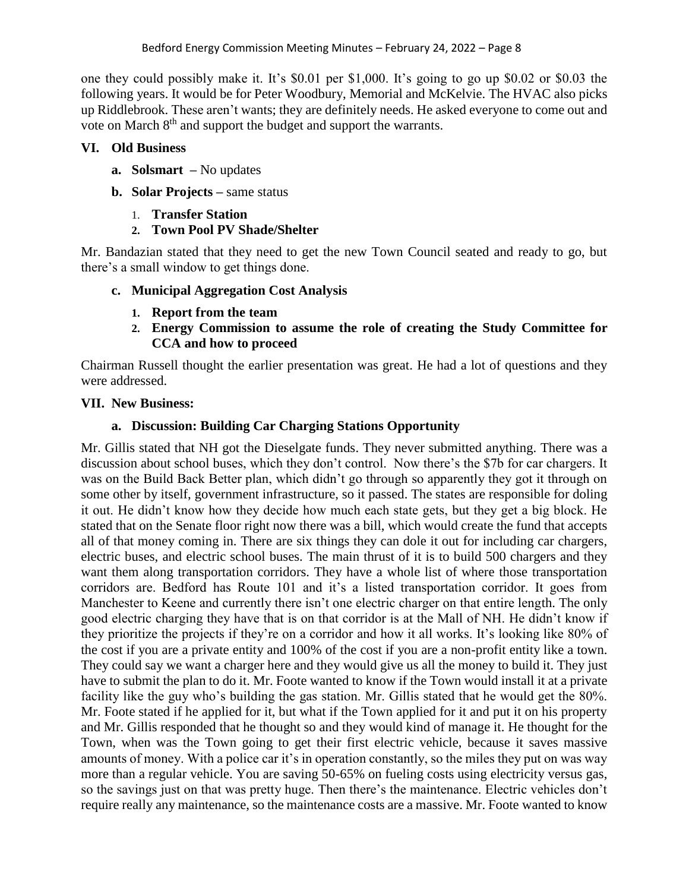one they could possibly make it. It's $0.01 per $1,000. It's going to go up $0.02 or $0.03 the following years. It would be for Peter Woodbury, Memorial and McKelvie. The HVAC also picks up Riddlebrook. These aren't wants; they are definitely needs. He asked everyone to come out and vote on March 8th and support the budget and support the warrants.

## VI. Old Business

- **a. Solsmart –** No updates
- **b. Solar Projects –** same status
  1. **Transfer Station**
  2. **Town Pool PV Shade/Shelter**

Mr. Bandazian stated that they need to get the new Town Council seated and ready to go, but there's a small window to get things done.

- **c. Municipal Aggregation Cost Analysis**
  1. **Report from the team**
  2. **Energy Commission to assume the role of creating the Study Committee for CCA and how to proceed**

Chairman Russell thought the earlier presentation was great. He had a lot of questions and they were addressed.

## VII. New Business:

### a. Discussion: Building Car Charging Stations Opportunity

Mr. Gillis stated that NH got the Dieselgate funds. They never submitted anything. There was a discussion about school buses, which they don't control. Now there's the $7b for car chargers. It was on the Build Back Better plan, which didn't go through so apparently they got it through on some other by itself, government infrastructure, so it passed. The states are responsible for doling it out. He didn't know how they decide how much each state gets, but they get a big block. He stated that on the Senate floor right now there was a bill, which would create the fund that accepts all of that money coming in. There are six things they can dole it out for including car chargers, electric buses, and electric school buses. The main thrust of it is to build 500 chargers and they want them along transportation corridors. They have a whole list of where those transportation corridors are. Bedford has Route 101 and it's a listed transportation corridor. It goes from Manchester to Keene and currently there isn't one electric charger on that entire length. The only good electric charging they have that is on that corridor is at the Mall of NH. He didn't know if they prioritize the projects if they're on a corridor and how it all works. It's looking like 80% of the cost if you are a private entity and 100% of the cost if you are a non-profit entity like a town. They could say we want a charger here and they would give us all the money to build it. They just have to submit the plan to do it. Mr. Foote wanted to know if the Town would install it at a private facility like the guy who's building the gas station. Mr. Gillis stated that he would get the 80%. Mr. Foote stated if he applied for it, but what if the Town applied for it and put it on his property and Mr. Gillis responded that he thought so and they would kind of manage it. He thought for the Town, when was the Town going to get their first electric vehicle, because it saves massive amounts of money. With a police car it's in operation constantly, so the miles they put on was way more than a regular vehicle. You are saving 50-65% on fueling costs using electricity versus gas, so the savings just on that was pretty huge. Then there's the maintenance. Electric vehicles don't require really any maintenance, so the maintenance costs are a massive. Mr. Foote wanted to know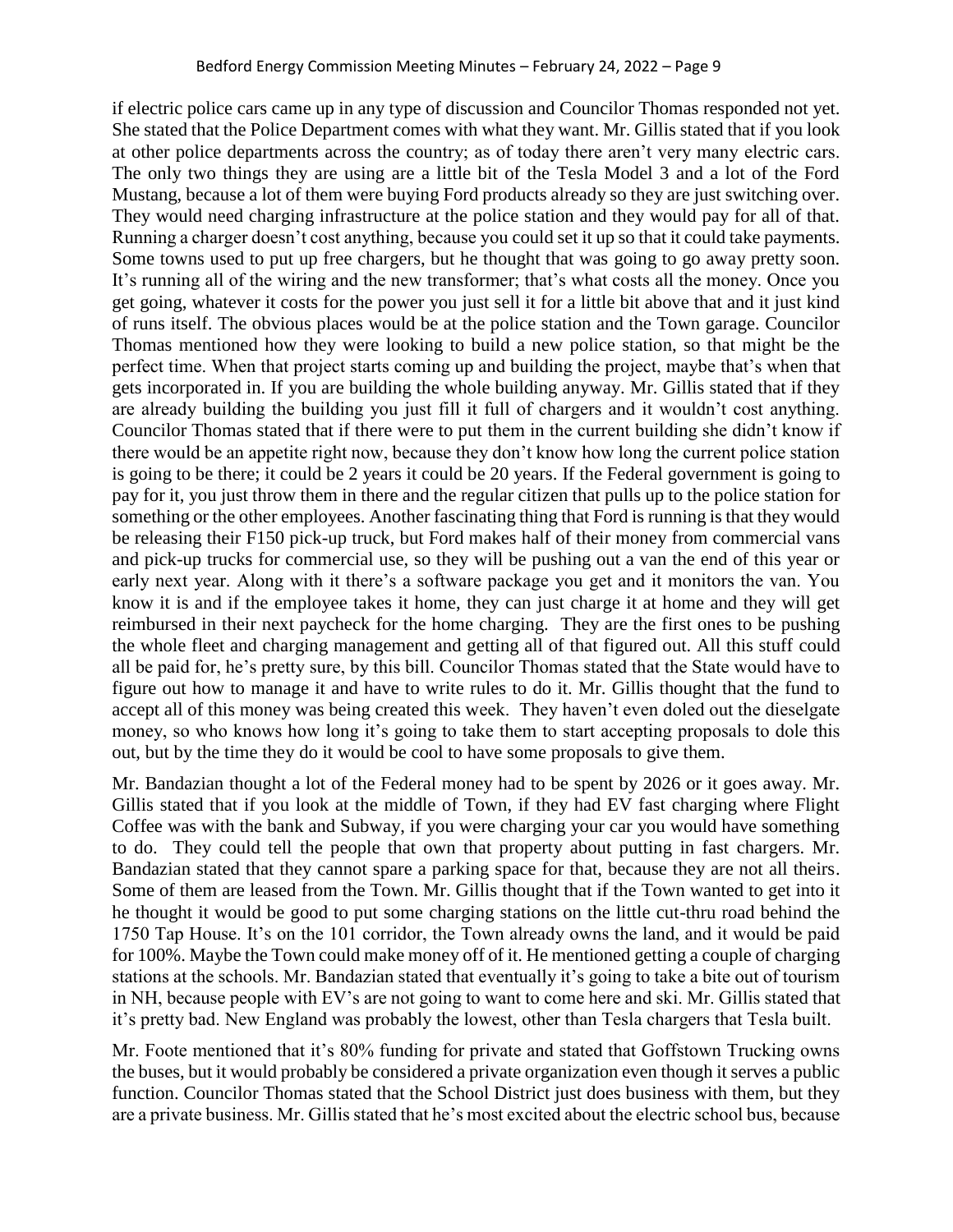if electric police cars came up in any type of discussion and Councilor Thomas responded not yet. She stated that the Police Department comes with what they want. Mr. Gillis stated that if you look at other police departments across the country; as of today there aren't very many electric cars. The only two things they are using are a little bit of the Tesla Model 3 and a lot of the Ford Mustang, because a lot of them were buying Ford products already so they are just switching over. They would need charging infrastructure at the police station and they would pay for all of that. Running a charger doesn't cost anything, because you could set it up so that it could take payments. Some towns used to put up free chargers, but he thought that was going to go away pretty soon. It's running all of the wiring and the new transformer; that's what costs all the money. Once you get going, whatever it costs for the power you just sell it for a little bit above that and it just kind of runs itself. The obvious places would be at the police station and the Town garage. Councilor Thomas mentioned how they were looking to build a new police station, so that might be the perfect time. When that project starts coming up and building the project, maybe that's when that gets incorporated in. If you are building the whole building anyway. Mr. Gillis stated that if they are already building the building you just fill it full of chargers and it wouldn't cost anything. Councilor Thomas stated that if there were to put them in the current building she didn't know if there would be an appetite right now, because they don't know how long the current police station is going to be there; it could be 2 years it could be 20 years. If the Federal government is going to pay for it, you just throw them in there and the regular citizen that pulls up to the police station for something or the other employees. Another fascinating thing that Ford is running is that they would be releasing their F150 pick-up truck, but Ford makes half of their money from commercial vans and pick-up trucks for commercial use, so they will be pushing out a van the end of this year or early next year. Along with it there's a software package you get and it monitors the van. You know it is and if the employee takes it home, they can just charge it at home and they will get reimbursed in their next paycheck for the home charging. They are the first ones to be pushing the whole fleet and charging management and getting all of that figured out. All this stuff could all be paid for, he's pretty sure, by this bill. Councilor Thomas stated that the State would have to figure out how to manage it and have to write rules to do it. Mr. Gillis thought that the fund to accept all of this money was being created this week. They haven't even doled out the dieselgate money, so who knows how long it's going to take them to start accepting proposals to dole this out, but by the time they do it would be cool to have some proposals to give them.

Mr. Bandazian thought a lot of the Federal money had to be spent by 2026 or it goes away. Mr. Gillis stated that if you look at the middle of Town, if they had EV fast charging where Flight Coffee was with the bank and Subway, if you were charging your car you would have something to do. They could tell the people that own that property about putting in fast chargers. Mr. Bandazian stated that they cannot spare a parking space for that, because they are not all theirs. Some of them are leased from the Town. Mr. Gillis thought that if the Town wanted to get into it he thought it would be good to put some charging stations on the little cut-thru road behind the 1750 Tap House. It's on the 101 corridor, the Town already owns the land, and it would be paid for 100%. Maybe the Town could make money off of it. He mentioned getting a couple of charging stations at the schools. Mr. Bandazian stated that eventually it's going to take a bite out of tourism in NH, because people with EV's are not going to want to come here and ski. Mr. Gillis stated that it's pretty bad. New England was probably the lowest, other than Tesla chargers that Tesla built.

Mr. Foote mentioned that it's 80% funding for private and stated that Goffstown Trucking owns the buses, but it would probably be considered a private organization even though it serves a public function. Councilor Thomas stated that the School District just does business with them, but they are a private business. Mr. Gillis stated that he's most excited about the electric school bus, because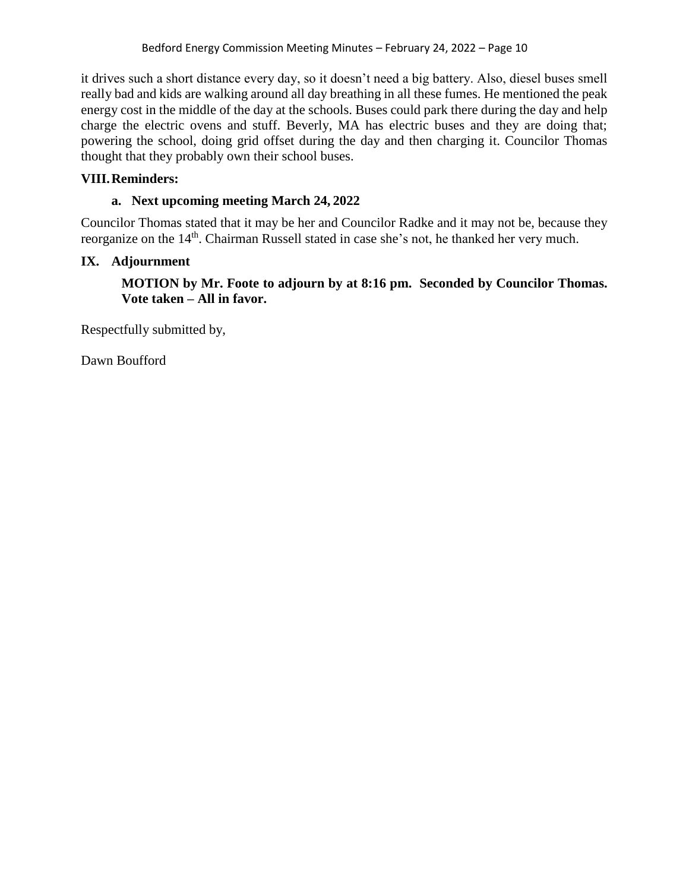it drives such a short distance every day, so it doesn't need a big battery. Also, diesel buses smell really bad and kids are walking around all day breathing in all these fumes. He mentioned the peak energy cost in the middle of the day at the schools. Buses could park there during the day and help charge the electric ovens and stuff. Beverly, MA has electric buses and they are doing that; powering the school, doing grid offset during the day and then charging it. Councilor Thomas thought that they probably own their school buses.

## VIII. Reminders:

### a. Next upcoming meeting March 24, 2022

Councilor Thomas stated that it may be her and Councilor Radke and it may not be, because they reorganize on the 14th. Chairman Russell stated in case she's not, he thanked her very much.

## IX. Adjournment

**MOTION by Mr. Foote to adjourn by at 8:16 pm. Seconded by Councilor Thomas. Vote taken – All in favor.**

Respectfully submitted by,

Dawn Boufford